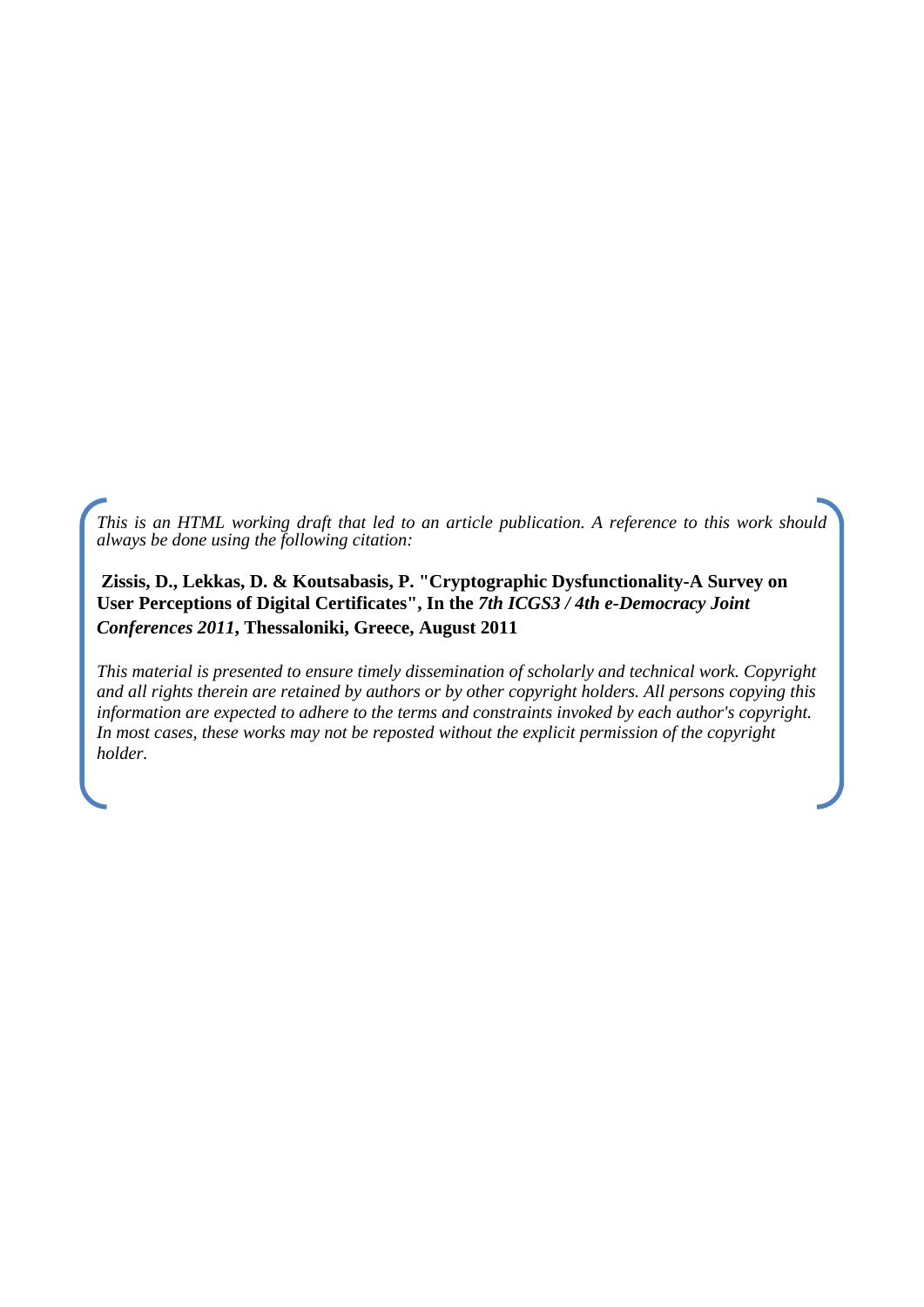*This is an HTML working draft that led to an article publication. A reference to this work should always be done using the following citation:*

**Zissis, D., Lekkas, D. & Koutsabasis, P. "Cryptographic Dysfunctionality-A Survey on User Perceptions of Digital Certificates", In the *7th ICGS3 / 4th e-Democracy Joint Conferences 2011*, Thessaloniki, Greece, August 2011**

*This material is presented to ensure timely dissemination of scholarly and technical work. Copyright and all rights therein are retained by authors or by other copyright holders. All persons copying this information are expected to adhere to the terms and constraints invoked by each author's copyright. In most cases, these works may not be reposted without the explicit permission of the copyright holder.*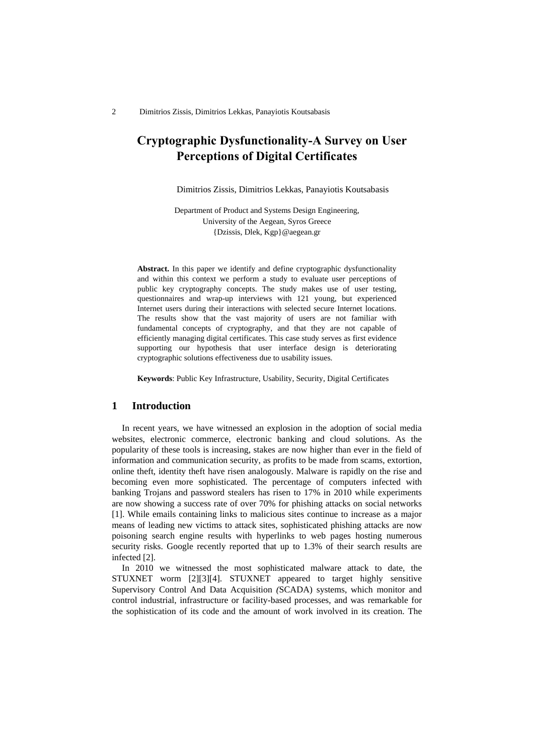# Cryptographic Dysfunctionality-A Survey on User Perceptions of Digital Certificates

Dimitrios Zissis, Dimitrios Lekkas, Panayiotis Koutsabasis

Department of Product and Systems Design Engineering,
University of the Aegean, Syros Greece
{Dzissis, Dlek, Kgp}@aegean.gr

**Abstract.** In this paper we identify and define cryptographic dysfunctionality and within this context we perform a study to evaluate user perceptions of public key cryptography concepts. The study makes use of user testing, questionnaires and wrap-up interviews with 121 young, but experienced Internet users during their interactions with selected secure Internet locations. The results show that the vast majority of users are not familiar with fundamental concepts of cryptography, and that they are not capable of efficiently managing digital certificates. This case study serves as first evidence supporting our hypothesis that user interface design is deteriorating cryptographic solutions effectiveness due to usability issues.

**Keywords**: Public Key Infrastructure, Usability, Security, Digital Certificates

## 1 Introduction

In recent years, we have witnessed an explosion in the adoption of social media websites, electronic commerce, electronic banking and cloud solutions. As the popularity of these tools is increasing, stakes are now higher than ever in the field of information and communication security, as profits to be made from scams, extortion, online theft, identity theft have risen analogously. Malware is rapidly on the rise and becoming even more sophisticated. The percentage of computers infected with banking Trojans and password stealers has risen to 17% in 2010 while experiments are now showing a success rate of over 70% for phishing attacks on social networks [1]. While emails containing links to malicious sites continue to increase as a major means of leading new victims to attack sites, sophisticated phishing attacks are now poisoning search engine results with hyperlinks to web pages hosting numerous security risks. Google recently reported that up to 1.3% of their search results are infected [2].

In 2010 we witnessed the most sophisticated malware attack to date, the STUXNET worm [2][3][4]. STUXNET appeared to target highly sensitive Supervisory Control And Data Acquisition (SCADA) systems, which monitor and control industrial, infrastructure or facility-based processes, and was remarkable for the sophistication of its code and the amount of work involved in its creation. The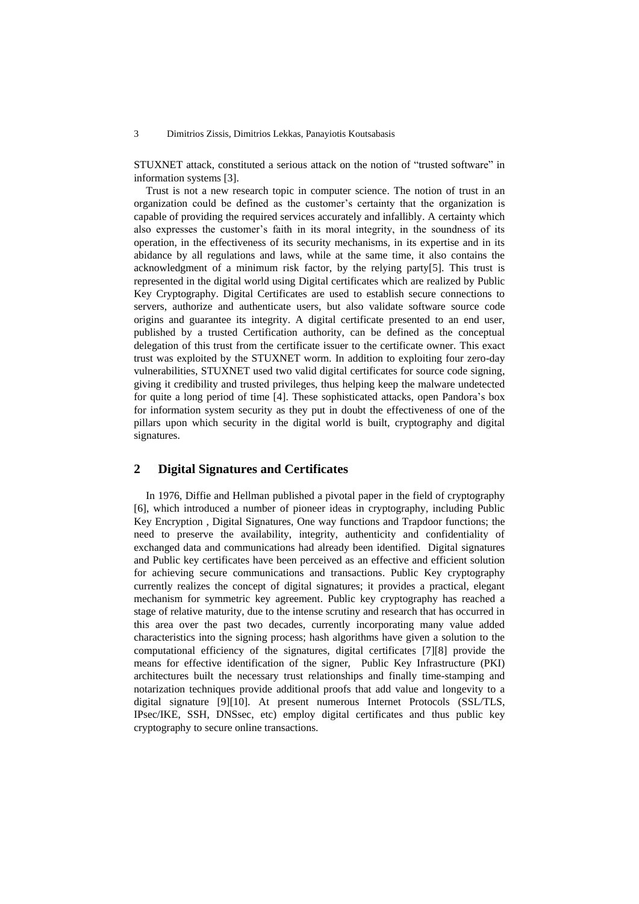STUXNET attack, constituted a serious attack on the notion of "trusted software" in information systems [3].

Trust is not a new research topic in computer science. The notion of trust in an organization could be defined as the customer's certainty that the organization is capable of providing the required services accurately and infallibly. A certainty which also expresses the customer's faith in its moral integrity, in the soundness of its operation, in the effectiveness of its security mechanisms, in its expertise and in its abidance by all regulations and laws, while at the same time, it also contains the acknowledgment of a minimum risk factor, by the relying party[5]. This trust is represented in the digital world using Digital certificates which are realized by Public Key Cryptography. Digital Certificates are used to establish secure connections to servers, authorize and authenticate users, but also validate software source code origins and guarantee its integrity. A digital certificate presented to an end user, published by a trusted Certification authority, can be defined as the conceptual delegation of this trust from the certificate issuer to the certificate owner. This exact trust was exploited by the STUXNET worm. In addition to exploiting four zero-day vulnerabilities, STUXNET used two valid digital certificates for source code signing, giving it credibility and trusted privileges, thus helping keep the malware undetected for quite a long period of time [4]. These sophisticated attacks, open Pandora's box for information system security as they put in doubt the effectiveness of one of the pillars upon which security in the digital world is built, cryptography and digital signatures.

## 2 Digital Signatures and Certificates

In 1976, Diffie and Hellman published a pivotal paper in the field of cryptography [6], which introduced a number of pioneer ideas in cryptography, including Public Key Encryption , Digital Signatures, One way functions and Trapdoor functions; the need to preserve the availability, integrity, authenticity and confidentiality of exchanged data and communications had already been identified. Digital signatures and Public key certificates have been perceived as an effective and efficient solution for achieving secure communications and transactions. Public Key cryptography currently realizes the concept of digital signatures; it provides a practical, elegant mechanism for symmetric key agreement. Public key cryptography has reached a stage of relative maturity, due to the intense scrutiny and research that has occurred in this area over the past two decades, currently incorporating many value added characteristics into the signing process; hash algorithms have given a solution to the computational efficiency of the signatures, digital certificates [7][8] provide the means for effective identification of the signer, Public Key Infrastructure (PKI) architectures built the necessary trust relationships and finally time-stamping and notarization techniques provide additional proofs that add value and longevity to a digital signature [9][10]. At present numerous Internet Protocols (SSL/TLS, IPsec/IKE, SSH, DNSsec, etc) employ digital certificates and thus public key cryptography to secure online transactions.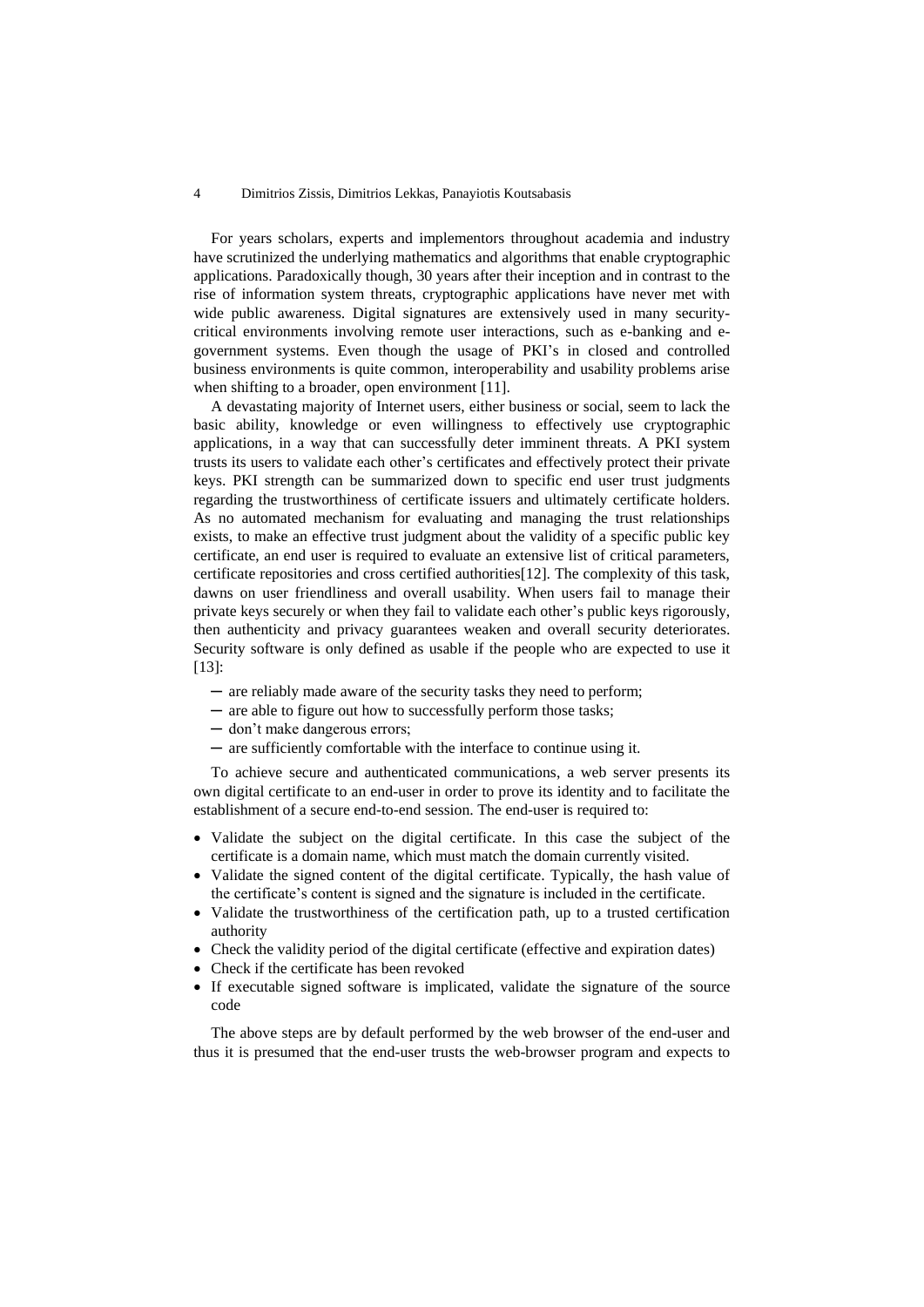For years scholars, experts and implementors throughout academia and industry have scrutinized the underlying mathematics and algorithms that enable cryptographic applications. Paradoxically though, 30 years after their inception and in contrast to the rise of information system threats, cryptographic applications have never met with wide public awareness. Digital signatures are extensively used in many security-critical environments involving remote user interactions, such as e-banking and e-government systems. Even though the usage of PKI's in closed and controlled business environments is quite common, interoperability and usability problems arise when shifting to a broader, open environment [11].

A devastating majority of Internet users, either business or social, seem to lack the basic ability, knowledge or even willingness to effectively use cryptographic applications, in a way that can successfully deter imminent threats. A PKI system trusts its users to validate each other's certificates and effectively protect their private keys. PKI strength can be summarized down to specific end user trust judgments regarding the trustworthiness of certificate issuers and ultimately certificate holders. As no automated mechanism for evaluating and managing the trust relationships exists, to make an effective trust judgment about the validity of a specific public key certificate, an end user is required to evaluate an extensive list of critical parameters, certificate repositories and cross certified authorities[12]. The complexity of this task, dawns on user friendliness and overall usability. When users fail to manage their private keys securely or when they fail to validate each other's public keys rigorously, then authenticity and privacy guarantees weaken and overall security deteriorates. Security software is only defined as usable if the people who are expected to use it [13]:

- are reliably made aware of the security tasks they need to perform;
- are able to figure out how to successfully perform those tasks;
- don't make dangerous errors;
- are sufficiently comfortable with the interface to continue using it.

To achieve secure and authenticated communications, a web server presents its own digital certificate to an end-user in order to prove its identity and to facilitate the establishment of a secure end-to-end session. The end-user is required to:

- Validate the subject on the digital certificate. In this case the subject of the certificate is a domain name, which must match the domain currently visited.
- Validate the signed content of the digital certificate. Typically, the hash value of the certificate's content is signed and the signature is included in the certificate.
- Validate the trustworthiness of the certification path, up to a trusted certification authority
- Check the validity period of the digital certificate (effective and expiration dates)
- Check if the certificate has been revoked
- If executable signed software is implicated, validate the signature of the source code

The above steps are by default performed by the web browser of the end-user and thus it is presumed that the end-user trusts the web-browser program and expects to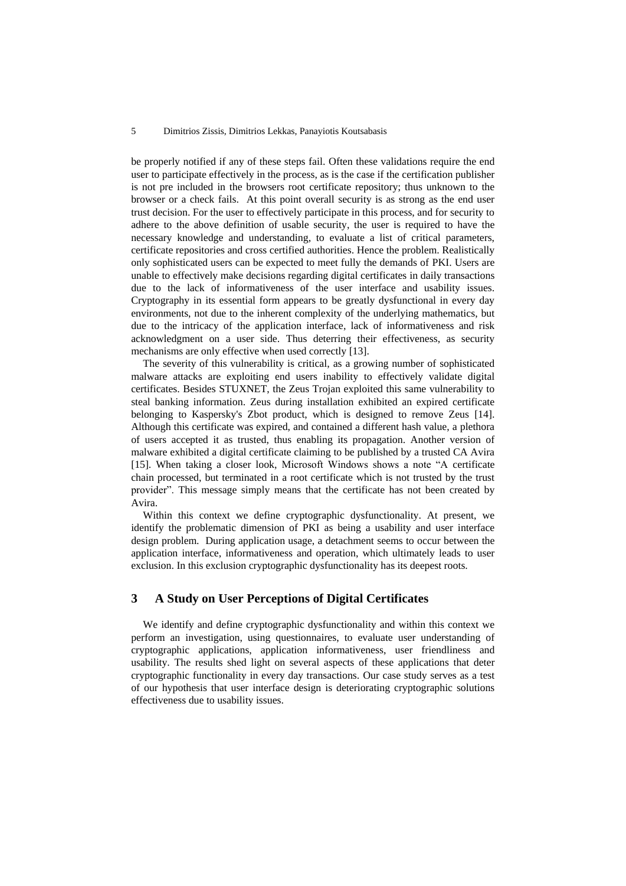be properly notified if any of these steps fail. Often these validations require the end user to participate effectively in the process, as is the case if the certification publisher is not pre included in the browsers root certificate repository; thus unknown to the browser or a check fails. At this point overall security is as strong as the end user trust decision. For the user to effectively participate in this process, and for security to adhere to the above definition of usable security, the user is required to have the necessary knowledge and understanding, to evaluate a list of critical parameters, certificate repositories and cross certified authorities. Hence the problem. Realistically only sophisticated users can be expected to meet fully the demands of PKI. Users are unable to effectively make decisions regarding digital certificates in daily transactions due to the lack of informativeness of the user interface and usability issues. Cryptography in its essential form appears to be greatly dysfunctional in every day environments, not due to the inherent complexity of the underlying mathematics, but due to the intricacy of the application interface, lack of informativeness and risk acknowledgment on a user side. Thus deterring their effectiveness, as security mechanisms are only effective when used correctly [13].

The severity of this vulnerability is critical, as a growing number of sophisticated malware attacks are exploiting end users inability to effectively validate digital certificates. Besides STUXNET, the Zeus Trojan exploited this same vulnerability to steal banking information. Zeus during installation exhibited an expired certificate belonging to Kaspersky's Zbot product, which is designed to remove Zeus [14]. Although this certificate was expired, and contained a different hash value, a plethora of users accepted it as trusted, thus enabling its propagation. Another version of malware exhibited a digital certificate claiming to be published by a trusted CA Avira [15]. When taking a closer look, Microsoft Windows shows a note "A certificate chain processed, but terminated in a root certificate which is not trusted by the trust provider". This message simply means that the certificate has not been created by Avira.

Within this context we define cryptographic dysfunctionality. At present, we identify the problematic dimension of PKI as being a usability and user interface design problem. During application usage, a detachment seems to occur between the application interface, informativeness and operation, which ultimately leads to user exclusion. In this exclusion cryptographic dysfunctionality has its deepest roots.

## 3 A Study on User Perceptions of Digital Certificates

We identify and define cryptographic dysfunctionality and within this context we perform an investigation, using questionnaires, to evaluate user understanding of cryptographic applications, application informativeness, user friendliness and usability. The results shed light on several aspects of these applications that deter cryptographic functionality in every day transactions. Our case study serves as a test of our hypothesis that user interface design is deteriorating cryptographic solutions effectiveness due to usability issues.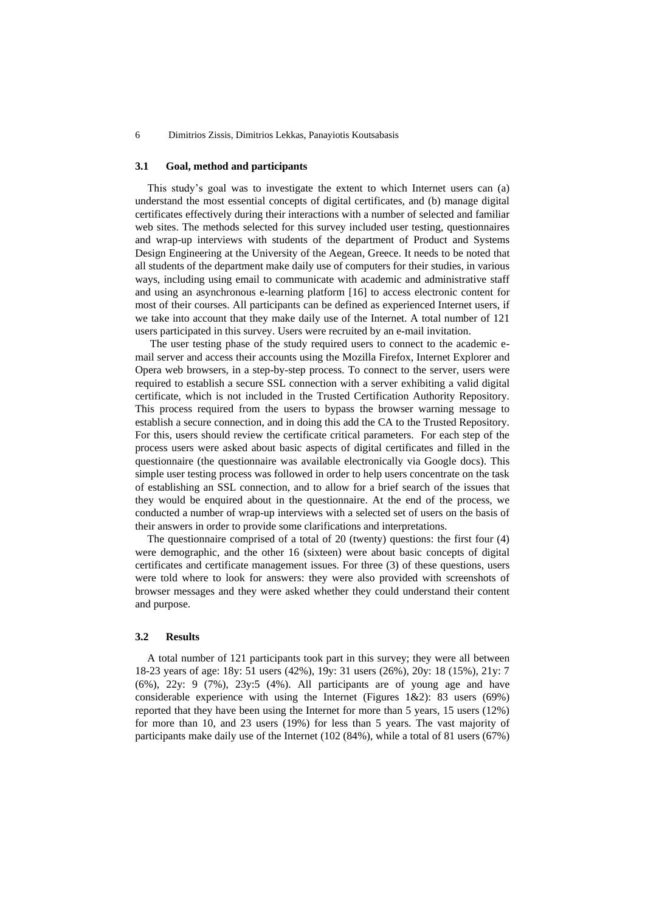### 3.1 Goal, method and participants

This study's goal was to investigate the extent to which Internet users can (a) understand the most essential concepts of digital certificates, and (b) manage digital certificates effectively during their interactions with a number of selected and familiar web sites. The methods selected for this survey included user testing, questionnaires and wrap-up interviews with students of the department of Product and Systems Design Engineering at the University of the Aegean, Greece. It needs to be noted that all students of the department make daily use of computers for their studies, in various ways, including using email to communicate with academic and administrative staff and using an asynchronous e-learning platform [16] to access electronic content for most of their courses. All participants can be defined as experienced Internet users, if we take into account that they make daily use of the Internet. A total number of 121 users participated in this survey. Users were recruited by an e-mail invitation.

The user testing phase of the study required users to connect to the academic e-mail server and access their accounts using the Mozilla Firefox, Internet Explorer and Opera web browsers, in a step-by-step process. To connect to the server, users were required to establish a secure SSL connection with a server exhibiting a valid digital certificate, which is not included in the Trusted Certification Authority Repository. This process required from the users to bypass the browser warning message to establish a secure connection, and in doing this add the CA to the Trusted Repository. For this, users should review the certificate critical parameters. For each step of the process users were asked about basic aspects of digital certificates and filled in the questionnaire (the questionnaire was available electronically via Google docs). This simple user testing process was followed in order to help users concentrate on the task of establishing an SSL connection, and to allow for a brief search of the issues that they would be enquired about in the questionnaire. At the end of the process, we conducted a number of wrap-up interviews with a selected set of users on the basis of their answers in order to provide some clarifications and interpretations.

The questionnaire comprised of a total of 20 (twenty) questions: the first four (4) were demographic, and the other 16 (sixteen) were about basic concepts of digital certificates and certificate management issues. For three (3) of these questions, users were told where to look for answers: they were also provided with screenshots of browser messages and they were asked whether they could understand their content and purpose.

### 3.2 Results

A total number of 121 participants took part in this survey; they were all between 18-23 years of age: 18y: 51 users (42%), 19y: 31 users (26%), 20y: 18 (15%), 21y: 7 (6%), 22y: 9 (7%), 23y:5 (4%). All participants are of young age and have considerable experience with using the Internet (Figures 1&2): 83 users (69%) reported that they have been using the Internet for more than 5 years, 15 users (12%) for more than 10, and 23 users (19%) for less than 5 years. The vast majority of participants make daily use of the Internet (102 (84%), while a total of 81 users (67%)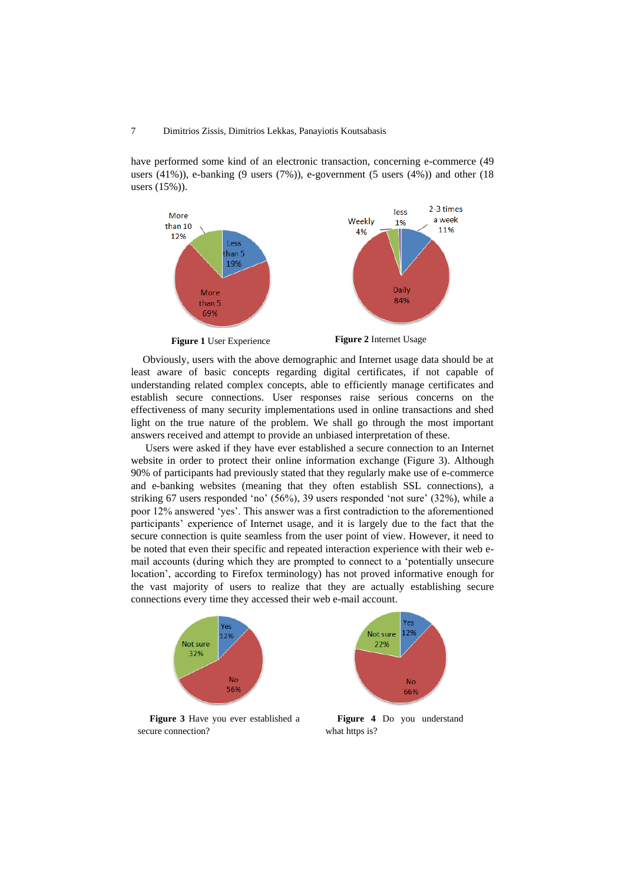have performed some kind of an electronic transaction, concerning e-commerce (49 users (41%)), e-banking (9 users (7%)), e-government (5 users (4%)) and other (18 users (15%)).

**Figure 1** User Experience

**Figure 2** Internet Usage

Obviously, users with the above demographic and Internet usage data should be at least aware of basic concepts regarding digital certificates, if not capable of understanding related complex concepts, able to efficiently manage certificates and establish secure connections. User responses raise serious concerns on the effectiveness of many security implementations used in online transactions and shed light on the true nature of the problem. We shall go through the most important answers received and attempt to provide an unbiased interpretation of these.

Users were asked if they have ever established a secure connection to an Internet website in order to protect their online information exchange (Figure 3). Although 90% of participants had previously stated that they regularly make use of e-commerce and e-banking websites (meaning that they often establish SSL connections), a striking 67 users responded 'no' (56%), 39 users responded 'not sure' (32%), while a poor 12% answered 'yes'. This answer was a first contradiction to the aforementioned participants' experience of Internet usage, and it is largely due to the fact that the secure connection is quite seamless from the user point of view. However, it need to be noted that even their specific and repeated interaction experience with their web e-mail accounts (during which they are prompted to connect to a 'potentially unsecure location', according to Firefox terminology) has not proved informative enough for the vast majority of users to realize that they are actually establishing secure connections every time they accessed their web e-mail account.

**Figure 3** Have you ever established a secure connection?

**Figure 4** Do you understand what https is?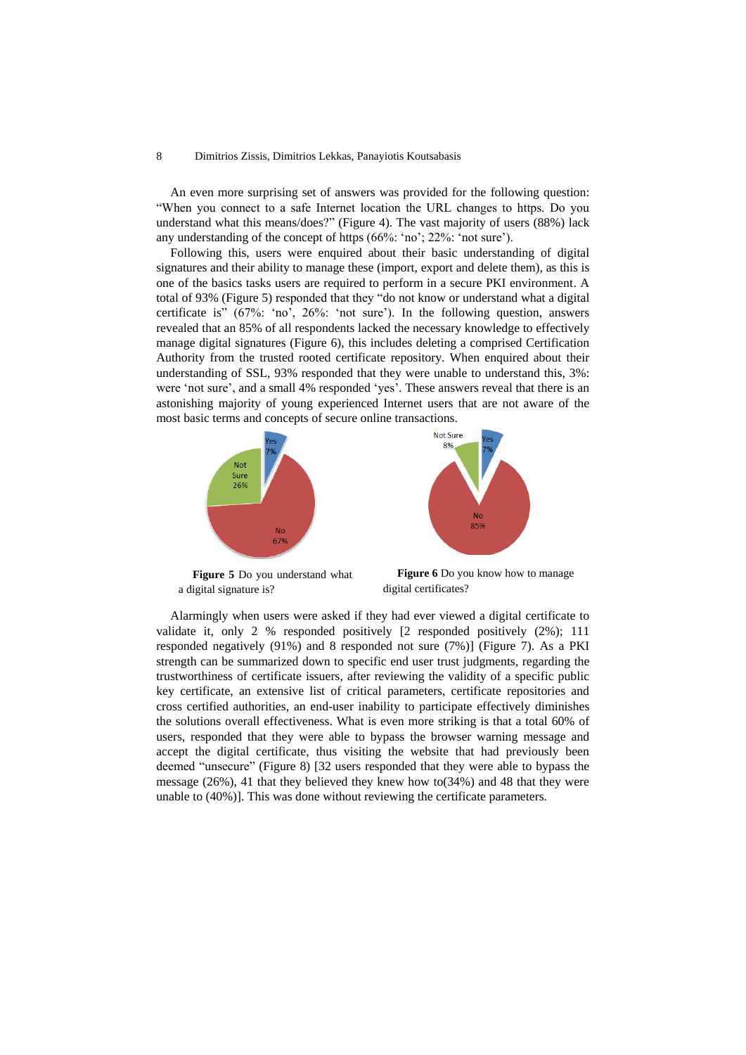An even more surprising set of answers was provided for the following question: "When you connect to a safe Internet location the URL changes to https. Do you understand what this means/does?" (Figure 4). The vast majority of users (88%) lack any understanding of the concept of https (66%: 'no'; 22%: 'not sure').

Following this, users were enquired about their basic understanding of digital signatures and their ability to manage these (import, export and delete them), as this is one of the basics tasks users are required to perform in a secure PKI environment. A total of 93% (Figure 5) responded that they "do not know or understand what a digital certificate is" (67%: 'no', 26%: 'not sure'). In the following question, answers revealed that an 85% of all respondents lacked the necessary knowledge to effectively manage digital signatures (Figure 6), this includes deleting a comprised Certification Authority from the trusted rooted certificate repository. When enquired about their understanding of SSL, 93% responded that they were unable to understand this, 3%: were 'not sure', and a small 4% responded 'yes'. These answers reveal that there is an astonishing majority of young experienced Internet users that are not aware of the most basic terms and concepts of secure online transactions.

**Figure 5** Do you understand what a digital signature is?

**Figure 6** Do you know how to manage digital certificates?

Alarmingly when users were asked if they had ever viewed a digital certificate to validate it, only 2 % responded positively [2 responded positively (2%); 111 responded negatively (91%) and 8 responded not sure (7%)] (Figure 7). As a PKI strength can be summarized down to specific end user trust judgments, regarding the trustworthiness of certificate issuers, after reviewing the validity of a specific public key certificate, an extensive list of critical parameters, certificate repositories and cross certified authorities, an end-user inability to participate effectively diminishes the solutions overall effectiveness. What is even more striking is that a total 60% of users, responded that they were able to bypass the browser warning message and accept the digital certificate, thus visiting the website that had previously been deemed "unsecure" (Figure 8) [32 users responded that they were able to bypass the message (26%), 41 that they believed they knew how to(34%) and 48 that they were unable to (40%)]. This was done without reviewing the certificate parameters.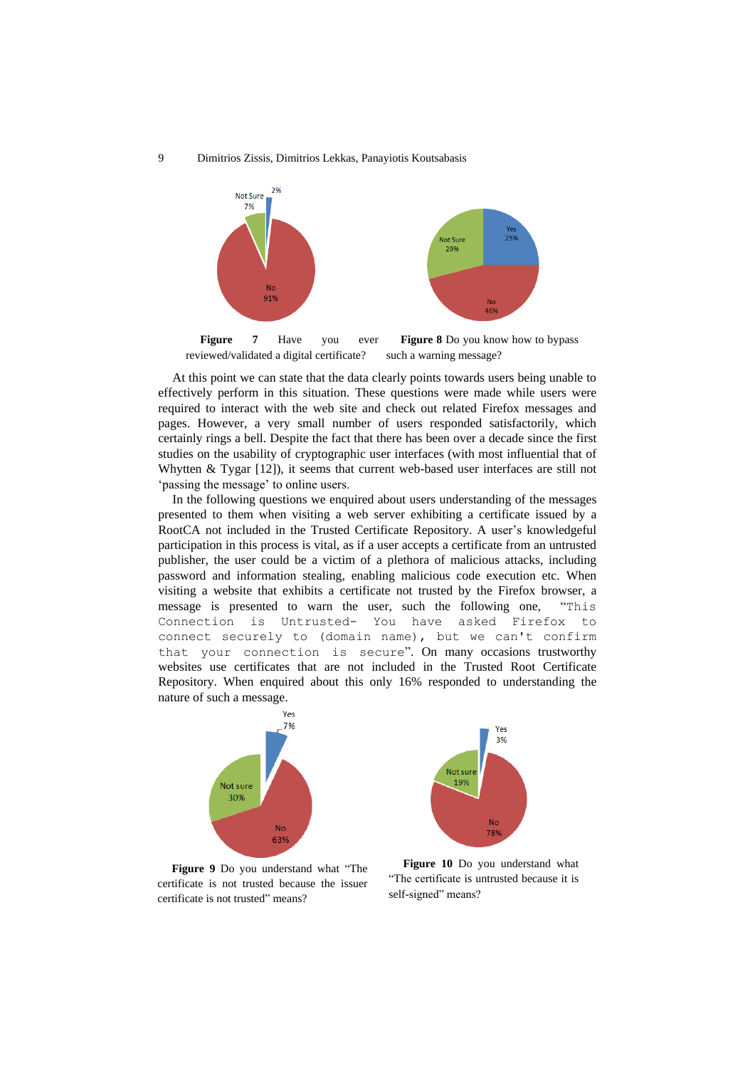Not Sure
7%
2%
No
91%

Yes
25%
Not Sure
29%
No
46%

**Figure 7** Have you ever reviewed/validated a digital certificate?

**Figure 8** Do you know how to bypass such a warning message?

At this point we can state that the data clearly points towards users being unable to effectively perform in this situation. These questions were made while users were required to interact with the web site and check out related Firefox messages and pages. However, a very small number of users responded satisfactorily, which certainly rings a bell. Despite the fact that there has been over a decade since the first studies on the usability of cryptographic user interfaces (with most influential that of Whytten & Tygar [12]), it seems that current web-based user interfaces are still not 'passing the message' to online users.

In the following questions we enquired about users understanding of the messages presented to them when visiting a web server exhibiting a certificate issued by a RootCA not included in the Trusted Certificate Repository. A user's knowledgeful participation in this process is vital, as if a user accepts a certificate from an untrusted publisher, the user could be a victim of a plethora of malicious attacks, including password and information stealing, enabling malicious code execution etc. When visiting a website that exhibits a certificate not trusted by the Firefox browser, a message is presented to warn the user, such the following one, "`This Connection is Untrusted- You have asked Firefox to connect securely to (domain name), but we can't confirm that your connection is secure`". On many occasions trustworthy websites use certificates that are not included in the Trusted Root Certificate Repository. When enquired about this only 16% responded to understanding the nature of such a message.

Yes
7%
Not sure
30%
No
63%

Yes
3%
Not sure
19%
No
78%

**Figure 9** Do you understand what "The certificate is not trusted because the issuer certificate is not trusted" means?

**Figure 10** Do you understand what "The certificate is untrusted because it is self-signed" means?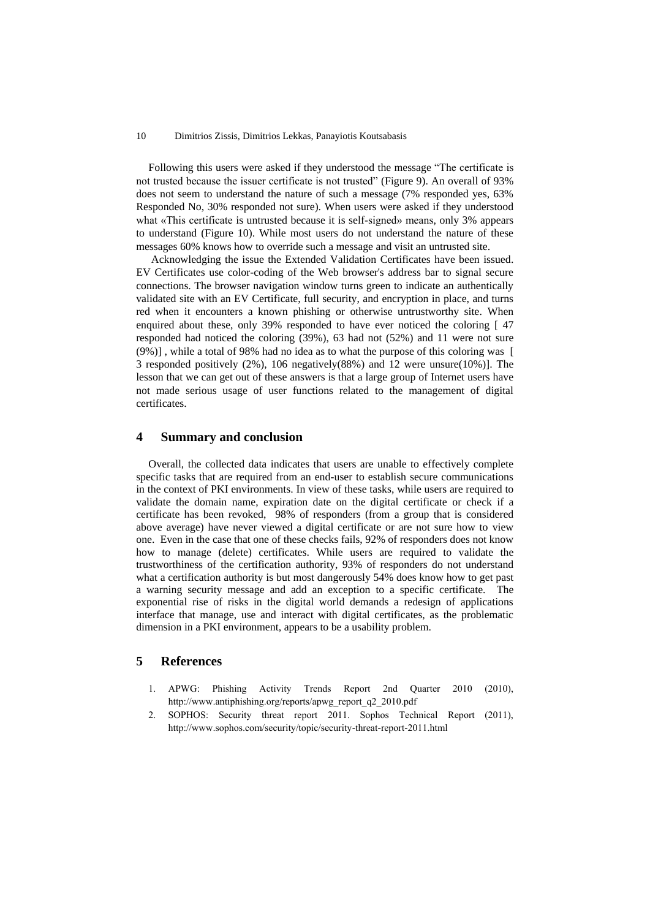Following this users were asked if they understood the message "The certificate is not trusted because the issuer certificate is not trusted" (Figure 9). An overall of 93% does not seem to understand the nature of such a message (7% responded yes, 63% Responded No, 30% responded not sure). When users were asked if they understood what «This certificate is untrusted because it is self-signed» means, only 3% appears to understand (Figure 10). While most users do not understand the nature of these messages 60% knows how to override such a message and visit an untrusted site.

Acknowledging the issue the Extended Validation Certificates have been issued. EV Certificates use color-coding of the Web browser's address bar to signal secure connections. The browser navigation window turns green to indicate an authentically validated site with an EV Certificate, full security, and encryption in place, and turns red when it encounters a known phishing or otherwise untrustworthy site. When enquired about these, only 39% responded to have ever noticed the coloring [ 47 responded had noticed the coloring (39%), 63 had not (52%) and 11 were not sure (9%)] , while a total of 98% had no idea as to what the purpose of this coloring was [ 3 responded positively (2%), 106 negatively(88%) and 12 were unsure(10%)]. The lesson that we can get out of these answers is that a large group of Internet users have not made serious usage of user functions related to the management of digital certificates.

# 4 Summary and conclusion

Overall, the collected data indicates that users are unable to effectively complete specific tasks that are required from an end-user to establish secure communications in the context of PKI environments. In view of these tasks, while users are required to validate the domain name, expiration date on the digital certificate or check if a certificate has been revoked, 98% of responders (from a group that is considered above average) have never viewed a digital certificate or are not sure how to view one. Even in the case that one of these checks fails, 92% of responders does not know how to manage (delete) certificates. While users are required to validate the trustworthiness of the certification authority, 93% of responders do not understand what a certification authority is but most dangerously 54% does know how to get past a warning security message and add an exception to a specific certificate. The exponential rise of risks in the digital world demands a redesign of applications interface that manage, use and interact with digital certificates, as the problematic dimension in a PKI environment, appears to be a usability problem.

# 5 References

1. APWG: Phishing Activity Trends Report 2nd Quarter 2010 (2010), http://www.antiphishing.org/reports/apwg_report_q2_2010.pdf
2. SOPHOS: Security threat report 2011. Sophos Technical Report (2011), http://www.sophos.com/security/topic/security-threat-report-2011.html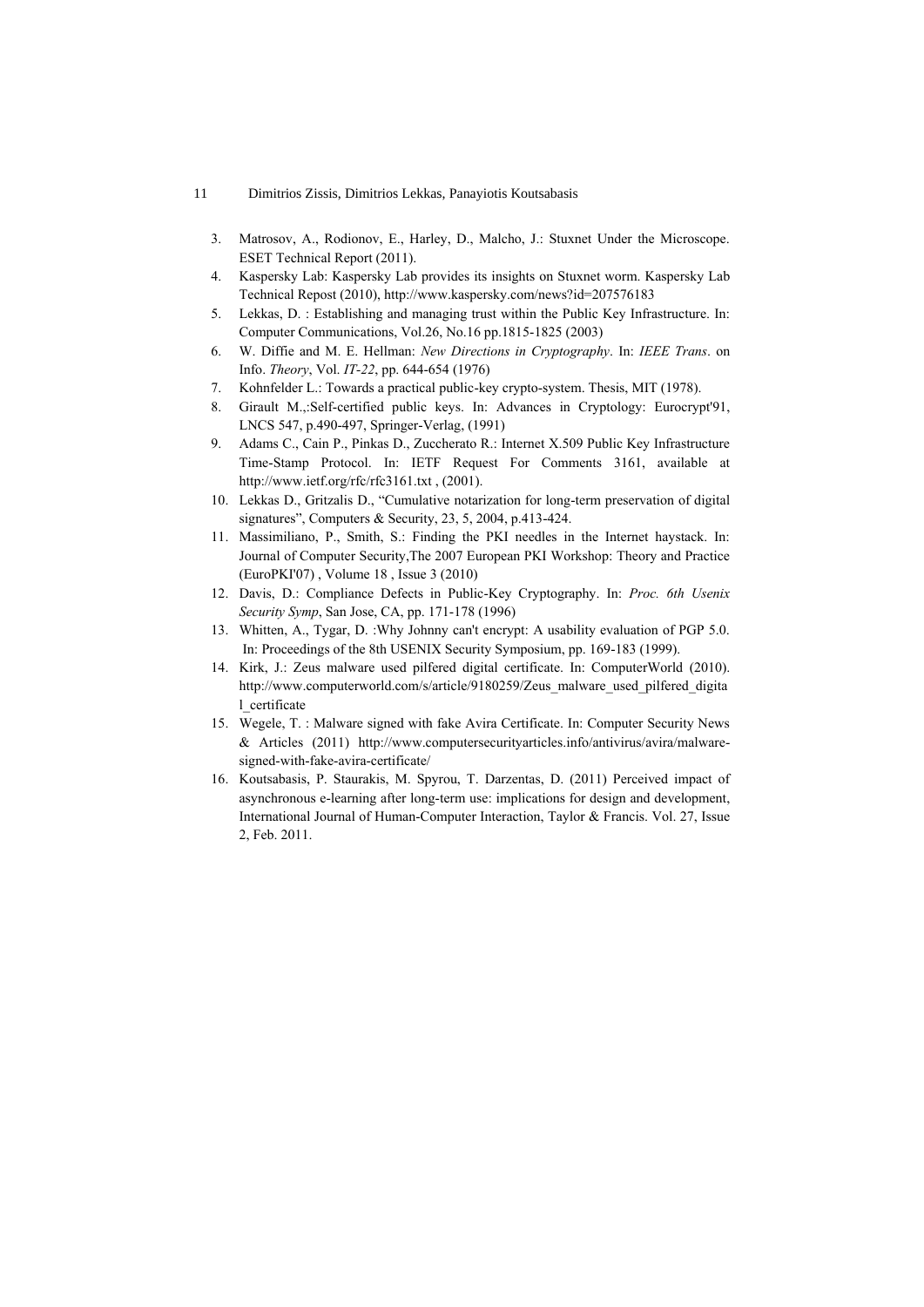3. Matrosov, A., Rodionov, E., Harley, D., Malcho, J.: Stuxnet Under the Microscope. ESET Technical Report (2011).
4. Kaspersky Lab: Kaspersky Lab provides its insights on Stuxnet worm. Kaspersky Lab Technical Repost (2010), http://www.kaspersky.com/news?id=207576183
5. Lekkas, D. : Establishing and managing trust within the Public Key Infrastructure. In: Computer Communications, Vol.26, No.16 pp.1815-1825 (2003)
6. W. Diffie and M. E. Hellman: *New Directions in Cryptography*. In: *IEEE Trans*. on Info. *Theory*, Vol. *IT-22*, pp. 644-654 (1976)
7. Kohnfelder L.: Towards a practical public-key crypto-system. Thesis, MIT (1978).
8. Girault M.,:Self-certified public keys. In: Advances in Cryptology: Eurocrypt'91, LNCS 547, p.490-497, Springer-Verlag, (1991)
9. Adams C., Cain P., Pinkas D., Zuccherato R.: Internet X.509 Public Key Infrastructure Time-Stamp Protocol. In: IETF Request For Comments 3161, available at http://www.ietf.org/rfc/rfc3161.txt , (2001).
10. Lekkas D., Gritzalis D., "Cumulative notarization for long-term preservation of digital signatures", Computers & Security, 23, 5, 2004, p.413-424.
11. Massimiliano, P., Smith, S.: Finding the PKI needles in the Internet haystack. In: Journal of Computer Security,The 2007 European PKI Workshop: Theory and Practice (EuroPKI'07) , Volume 18 , Issue 3 (2010)
12. Davis, D.: Compliance Defects in Public-Key Cryptography. In: *Proc. 6th Usenix Security Symp*, San Jose, CA, pp. 171-178 (1996)
13. Whitten, A., Tygar, D. :Why Johnny can't encrypt: A usability evaluation of PGP 5.0. In: Proceedings of the 8th USENIX Security Symposium, pp. 169-183 (1999).
14. Kirk, J.: Zeus malware used pilfered digital certificate. In: ComputerWorld (2010). http://www.computerworld.com/s/article/9180259/Zeus_malware_used_pilfered_digital_certificate
15. Wegele, T. : Malware signed with fake Avira Certificate. In: Computer Security News & Articles (2011) http://www.computersecurityarticles.info/antivirus/avira/malware-signed-with-fake-avira-certificate/
16. Koutsabasis, P. Staurakis, M. Spyrou, T. Darzentas, D. (2011) Perceived impact of asynchronous e-learning after long-term use: implications for design and development, International Journal of Human-Computer Interaction, Taylor & Francis. Vol. 27, Issue 2, Feb. 2011.